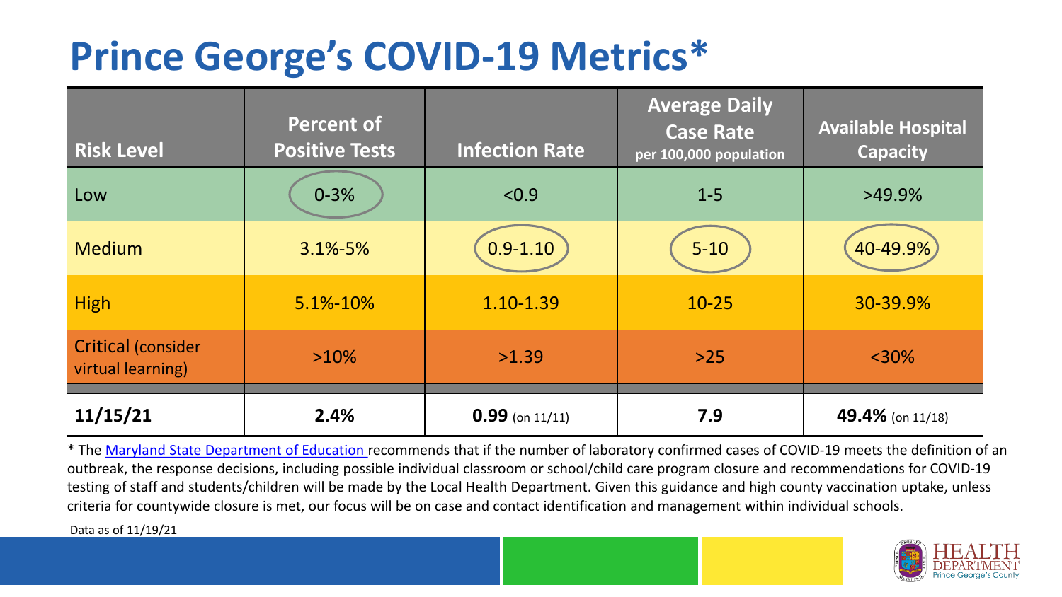# Prince George's COVID-19 Metrics*

| Risk Level | Percent of Positive Tests | Infection Rate | Average Daily Case Rate per 100,000 population | Available Hospital Capacity |
|---|---|---|---|---|
| Low | 0-3% | <0.9 | 1-5 | >49.9% |
| Medium | 3.1%-5% | 0.9-1.10 | 5-10 | 40-49.9% |
| High | 5.1%-10% | 1.10-1.39 | 10-25 | 30-39.9% |
| Critical (consider virtual learning) | >10% | >1.39 | >25 | <30% |
| **11/15/21** | **2.4%** | **0.99** (on 11/11) | **7.9** | **49.4%** (on 11/18) |

* The Maryland State Department of Education recommends that if the number of laboratory confirmed cases of COVID-19 meets the definition of an outbreak, the response decisions, including possible individual classroom or school/child care program closure and recommendations for COVID-19 testing of staff and students/children will be made by the Local Health Department. Given this guidance and high county vaccination uptake, unless criteria for countywide closure is met, our focus will be on case and contact identification and management within individual schools.

Data as of 11/19/21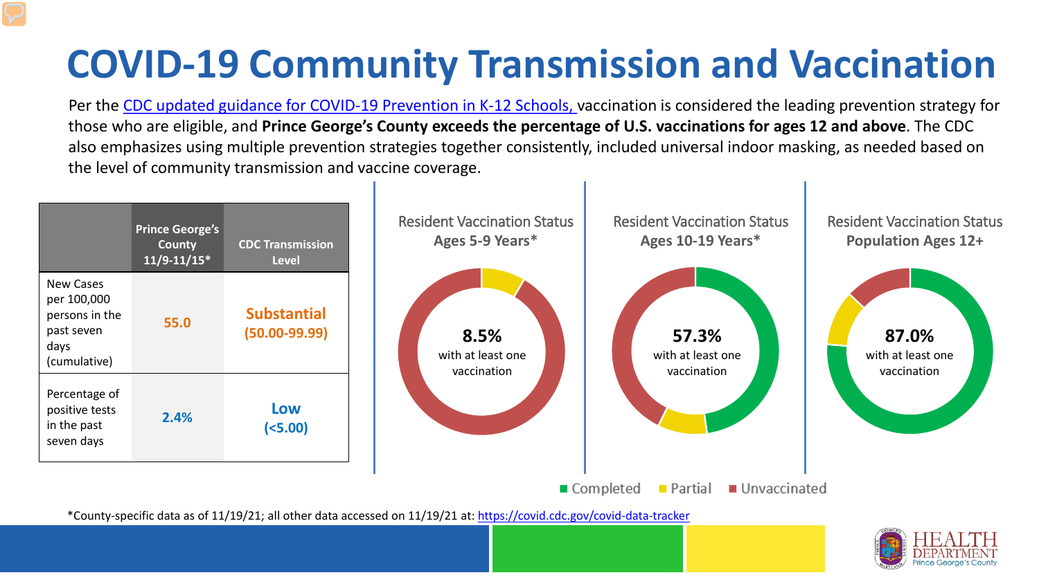# COVID-19 Community Transmission and Vaccination

Per the CDC updated guidance for COVID-19 Prevention in K-12 Schools, vaccination is considered the leading prevention strategy for those who are eligible, and **Prince George's County exceeds the percentage of U.S. vaccinations for ages 12 and above**. The CDC also emphasizes using multiple prevention strategies together consistently, included universal indoor masking, as needed based on the level of community transmission and vaccine coverage.

| | Prince George's County 11/9-11/15* | CDC Transmission Level |
|---|---|---|
| New Cases per 100,000 persons in the past seven days (cumulative) | 55.0 | Substantial (50.00-99.99) |
| Percentage of positive tests in the past seven days | 2.4% | Low (<5.00) |

**Resident Vaccination Status Ages 5-9 Years***

8.5% with at least one vaccination

**Resident Vaccination Status Ages 10-19 Years***

57.3% with at least one vaccination

**Resident Vaccination Status Population Ages 12+**

87.0% with at least one vaccination

Completed | Partial | Unvaccinated

*County-specific data as of 11/19/21; all other data accessed on 11/19/21 at: https://covid.cdc.gov/covid-data-tracker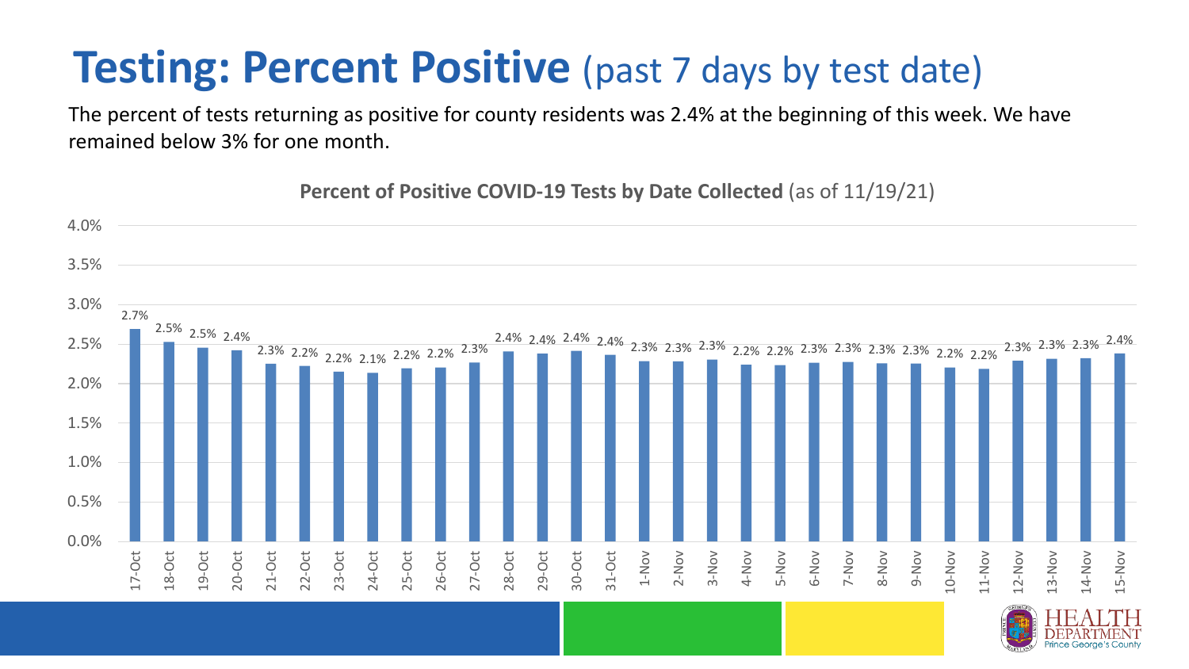# Testing: Percent Positive (past 7 days by test date)

The percent of tests returning as positive for county residents was 2.4% at the beginning of this week. We have remained below 3% for one month.

**Percent of Positive COVID-19 Tests by Date Collected** (as of 11/19/21)

| Date | Percent Positive |
|---|---|
| 17-Oct | 2.7% |
| 18-Oct | 2.5% |
| 19-Oct | 2.5% |
| 20-Oct | 2.4% |
| 21-Oct | 2.3% |
| 22-Oct | 2.2% |
| 23-Oct | 2.2% |
| 24-Oct | 2.1% |
| 25-Oct | 2.2% |
| 26-Oct | 2.2% |
| 27-Oct | 2.3% |
| 28-Oct | 2.4% |
| 29-Oct | 2.4% |
| 30-Oct | 2.4% |
| 31-Oct | 2.4% |
| 1-Nov | 2.3% |
| 2-Nov | 2.3% |
| 3-Nov | 2.3% |
| 4-Nov | 2.2% |
| 5-Nov | 2.2% |
| 6-Nov | 2.3% |
| 7-Nov | 2.3% |
| 8-Nov | 2.3% |
| 9-Nov | 2.3% |
| 10-Nov | 2.2% |
| 11-Nov | 2.2% |
| 12-Nov | 2.3% |
| 13-Nov | 2.3% |
| 14-Nov | 2.3% |
| 15-Nov | 2.4% |

HEALTH DEPARTMENT Prince George's County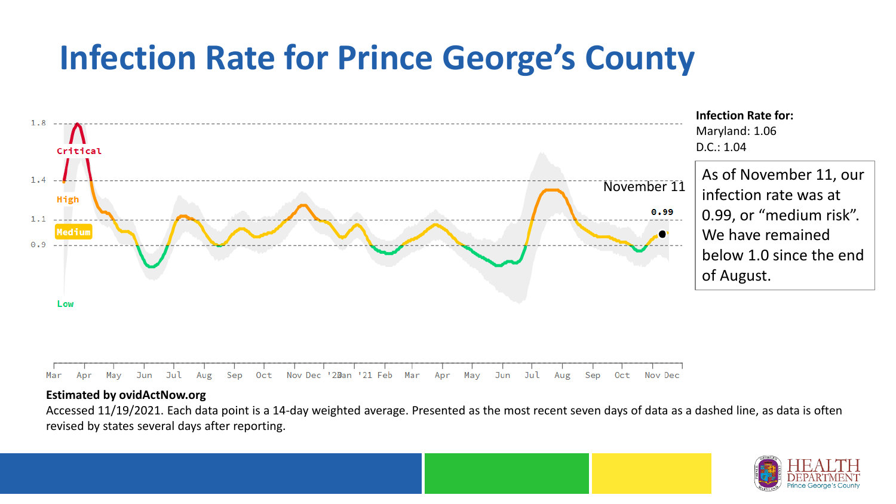# Infection Rate for Prince George's County

1.8
Critical
1.4
High
1.1
Medium
0.9
Low

Mar Apr May Jun Jul Aug Sep Oct Nov Dec '20 Jan '21 Feb Mar Apr May Jun Jul Aug Sep Oct Nov Dec

November 11

0.99

**Infection Rate for:**
Maryland: 1.06
D.C.: 1.04

As of November 11, our infection rate was at 0.99, or "medium risk". We have remained below 1.0 since the end of August.

**Estimated by ovidActNow.org**

Accessed 11/19/2021. Each data point is a 14-day weighted average. Presented as the most recent seven days of data as a dashed line, as data is often revised by states several days after reporting.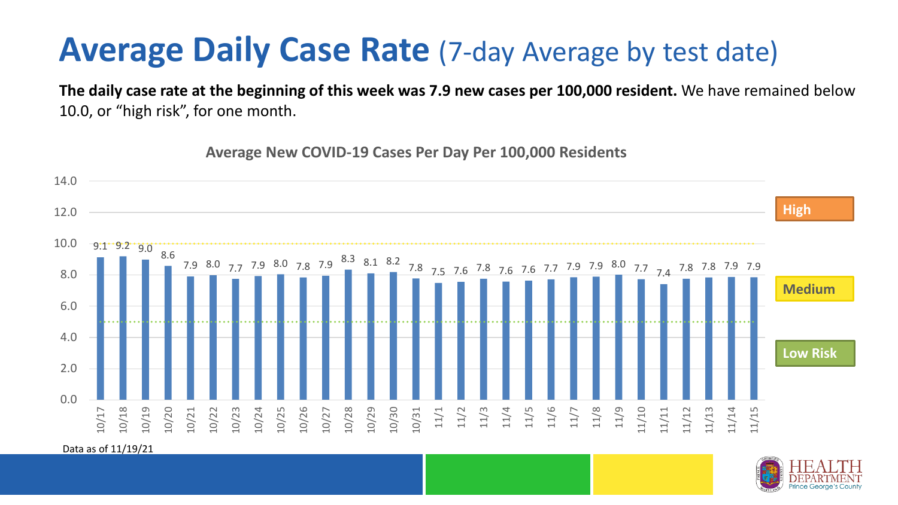# Average Daily Case Rate (7-day Average by test date)

**The daily case rate at the beginning of this week was 7.9 new cases per 100,000 resident.** We have remained below 10.0, or "high risk", for one month.

**Average New COVID-19 Cases Per Day Per 100,000 Residents**

| Date | Cases per 100,000 |
|---|---|
| 10/17 | 9.1 |
| 10/18 | 9.2 |
| 10/19 | 9.0 |
| 10/20 | 8.6 |
| 10/21 | 7.9 |
| 10/22 | 8.0 |
| 10/23 | 7.7 |
| 10/24 | 7.9 |
| 10/25 | 8.0 |
| 10/26 | 7.8 |
| 10/27 | 7.9 |
| 10/28 | 8.3 |
| 10/29 | 8.1 |
| 10/30 | 8.2 |
| 10/31 | 7.8 |
| 11/1 | 7.5 |
| 11/2 | 7.6 |
| 11/3 | 7.8 |
| 11/4 | 7.6 |
| 11/5 | 7.6 |
| 11/6 | 7.7 |
| 11/7 | 7.9 |
| 11/8 | 7.9 |
| 11/9 | 8.0 |
| 11/10 | 7.7 |
| 11/11 | 7.4 |
| 11/12 | 7.8 |
| 11/13 | 7.8 |
| 11/14 | 7.9 |
| 11/15 | 7.9 |

High

Medium

Low Risk

Data as of 11/19/21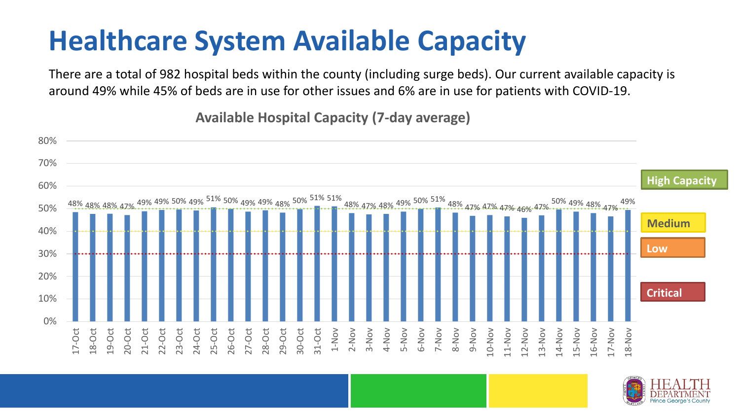# Healthcare System Available Capacity

There are a total of 982 hospital beds within the county (including surge beds). Our current available capacity is around 49% while 45% of beds are in use for other issues and 6% are in use for patients with COVID-19.

Available Hospital Capacity (7-day average)

80%
70%
60%
50%
40%
30%
20%
10%
0%

48% 48% 48% 47% 49% 49% 50% 49% 51% 50% 49% 49% 48% 50% 51% 51% 48% 47% 48% 49% 50% 51% 48% 47% 47% 47% 46% 47% 50% 49% 48% 47% 49%

17-Oct 18-Oct 19-Oct 20-Oct 21-Oct 22-Oct 23-Oct 24-Oct 25-Oct 26-Oct 27-Oct 28-Oct 29-Oct 30-Oct 31-Oct 1-Nov 2-Nov 3-Nov 4-Nov 5-Nov 6-Nov 7-Nov 8-Nov 9-Nov 10-Nov 11-Nov 12-Nov 13-Nov 14-Nov 15-Nov 16-Nov 17-Nov 18-Nov

High Capacity

Medium

Low

Critical

HEALTH DEPARTMENT Prince George's County